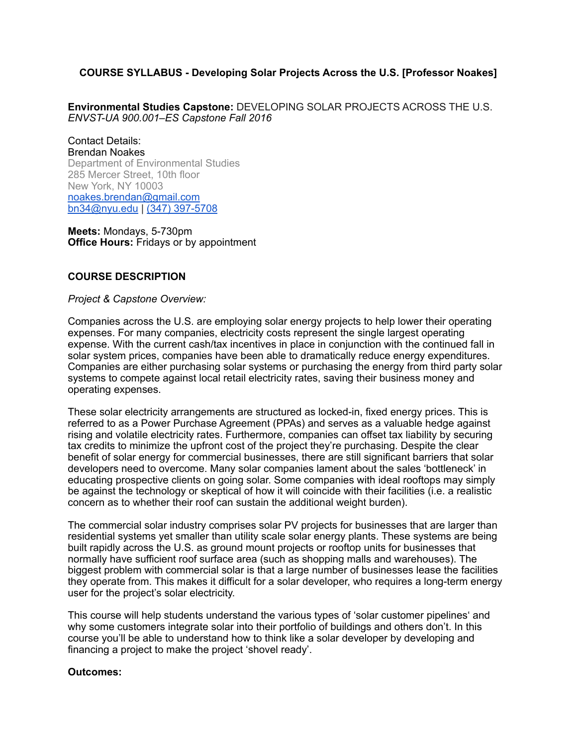**COURSE SYLLABUS - Developing Solar Projects Across the U.S. [Professor Noakes]**

**Environmental Studies Capstone:** DEVELOPING SOLAR PROJECTS ACROSS THE U.S.
*ENVST-UA 900.001–ES Capstone Fall 2016*

Contact Details:
Brendan Noakes
Department of Environmental Studies
285 Mercer Street, 10th floor
New York, NY 10003
noakes.brendan@gmail.com
bn34@nyu.edu | (347) 397-5708

**Meets:** Mondays, 5-730pm
**Office Hours:** Fridays or by appointment

## COURSE DESCRIPTION

*Project & Capstone Overview:*

Companies across the U.S. are employing solar energy projects to help lower their operating expenses. For many companies, electricity costs represent the single largest operating expense. With the current cash/tax incentives in place in conjunction with the continued fall in solar system prices, companies have been able to dramatically reduce energy expenditures. Companies are either purchasing solar systems or purchasing the energy from third party solar systems to compete against local retail electricity rates, saving their business money and operating expenses.

These solar electricity arrangements are structured as locked-in, fixed energy prices. This is referred to as a Power Purchase Agreement (PPAs) and serves as a valuable hedge against rising and volatile electricity rates. Furthermore, companies can offset tax liability by securing tax credits to minimize the upfront cost of the project they're purchasing. Despite the clear benefit of solar energy for commercial businesses, there are still significant barriers that solar developers need to overcome. Many solar companies lament about the sales 'bottleneck' in educating prospective clients on going solar. Some companies with ideal rooftops may simply be against the technology or skeptical of how it will coincide with their facilities (i.e. a realistic concern as to whether their roof can sustain the additional weight burden).

The commercial solar industry comprises solar PV projects for businesses that are larger than residential systems yet smaller than utility scale solar energy plants. These systems are being built rapidly across the U.S. as ground mount projects or rooftop units for businesses that normally have sufficient roof surface area (such as shopping malls and warehouses). The biggest problem with commercial solar is that a large number of businesses lease the facilities they operate from. This makes it difficult for a solar developer, who requires a long-term energy user for the project's solar electricity.

This course will help students understand the various types of 'solar customer pipelines' and why some customers integrate solar into their portfolio of buildings and others don't. In this course you'll be able to understand how to think like a solar developer by developing and financing a project to make the project 'shovel ready'.

**Outcomes:**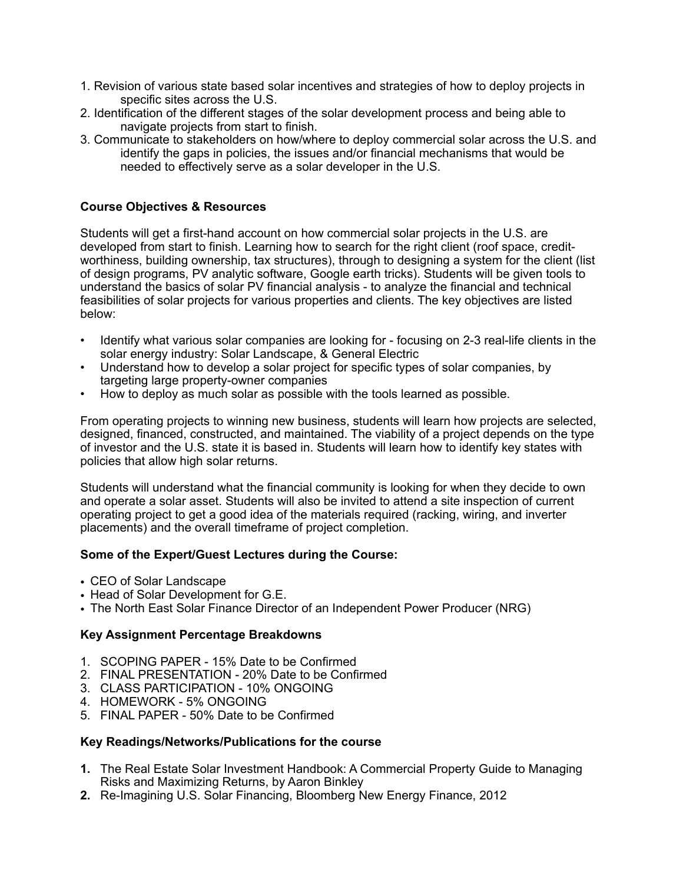1. Revision of various state based solar incentives and strategies of how to deploy projects in specific sites across the U.S.
2. Identification of the different stages of the solar development process and being able to navigate projects from start to finish.
3. Communicate to stakeholders on how/where to deploy commercial solar across the U.S. and identify the gaps in policies, the issues and/or financial mechanisms that would be needed to effectively serve as a solar developer in the U.S.

**Course Objectives & Resources**

Students will get a first-hand account on how commercial solar projects in the U.S. are developed from start to finish. Learning how to search for the right client (roof space, credit-worthiness, building ownership, tax structures), through to designing a system for the client (list of design programs, PV analytic software, Google earth tricks). Students will be given tools to understand the basics of solar PV financial analysis - to analyze the financial and technical feasibilities of solar projects for various properties and clients. The key objectives are listed below:

- Identify what various solar companies are looking for - focusing on 2-3 real-life clients in the solar energy industry: Solar Landscape, & General Electric
- Understand how to develop a solar project for specific types of solar companies, by targeting large property-owner companies
- How to deploy as much solar as possible with the tools learned as possible.

From operating projects to winning new business, students will learn how projects are selected, designed, financed, constructed, and maintained. The viability of a project depends on the type of investor and the U.S. state it is based in. Students will learn how to identify key states with policies that allow high solar returns.

Students will understand what the financial community is looking for when they decide to own and operate a solar asset. Students will also be invited to attend a site inspection of current operating project to get a good idea of the materials required (racking, wiring, and inverter placements) and the overall timeframe of project completion.

**Some of the Expert/Guest Lectures during the Course:**

- CEO of Solar Landscape
- Head of Solar Development for G.E.
- The North East Solar Finance Director of an Independent Power Producer (NRG)

**Key Assignment Percentage Breakdowns**

1. SCOPING PAPER - 15% Date to be Confirmed
2. FINAL PRESENTATION - 20% Date to be Confirmed
3. CLASS PARTICIPATION - 10% ONGOING
4. HOMEWORK - 5% ONGOING
5. FINAL PAPER - 50% Date to be Confirmed

**Key Readings/Networks/Publications for the course**

1. The Real Estate Solar Investment Handbook: A Commercial Property Guide to Managing Risks and Maximizing Returns, by Aaron Binkley
2. Re-Imagining U.S. Solar Financing, Bloomberg New Energy Finance, 2012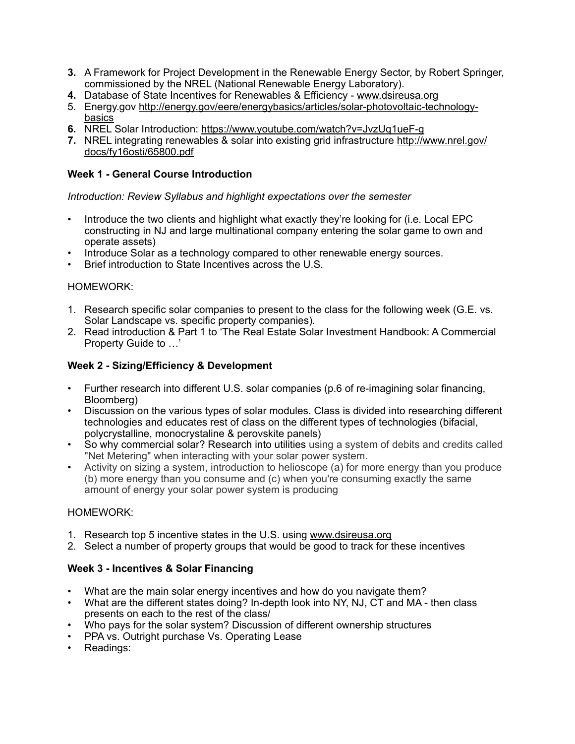3. **A Framework for Project Development in the Renewable Energy Sector, by Robert Springer, commissioned by the NREL (National Renewable Energy Laboratory).**
4. Database of State Incentives for Renewables & Efficiency - www.dsireusa.org
5. Energy.gov http://energy.gov/eere/energybasics/articles/solar-photovoltaic-technology-basics
6. NREL Solar Introduction: https://www.youtube.com/watch?v=JvzUq1ueF-g
7. NREL integrating renewables & solar into existing grid infrastructure http://www.nrel.gov/docs/fy16osti/65800.pdf

**Week 1 - General Course Introduction**

*Introduction: Review Syllabus and highlight expectations over the semester*

- Introduce the two clients and highlight what exactly they're looking for (i.e. Local EPC constructing in NJ and large multinational company entering the solar game to own and operate assets)
- Introduce Solar as a technology compared to other renewable energy sources.
- Brief introduction to State Incentives across the U.S.

HOMEWORK:

1. Research specific solar companies to present to the class for the following week (G.E. vs. Solar Landscape vs. specific property companies).
2. Read introduction & Part 1 to 'The Real Estate Solar Investment Handbook: A Commercial Property Guide to …'

**Week 2 - Sizing/Efficiency & Development**

- Further research into different U.S. solar companies (p.6 of re-imagining solar financing, Bloomberg)
- Discussion on the various types of solar modules. Class is divided into researching different technologies and educates rest of class on the different types of technologies (bifacial, polycrystalline, monocrystaline & perovskite panels)
- So why commercial solar? Research into utilities using a system of debits and credits called "Net Metering" when interacting with your solar power system.
- Activity on sizing a system, introduction to helioscope (a) for more energy than you produce (b) more energy than you consume and (c) when you're consuming exactly the same amount of energy your solar power system is producing

HOMEWORK:

1. Research top 5 incentive states in the U.S. using www.dsireusa.org
2. Select a number of property groups that would be good to track for these incentives

**Week 3 - Incentives & Solar Financing**

- What are the main solar energy incentives and how do you navigate them?
- What are the different states doing? In-depth look into NY, NJ, CT and MA - then class presents on each to the rest of the class/
- Who pays for the solar system? Discussion of different ownership structures
- PPA vs. Outright purchase Vs. Operating Lease
- Readings: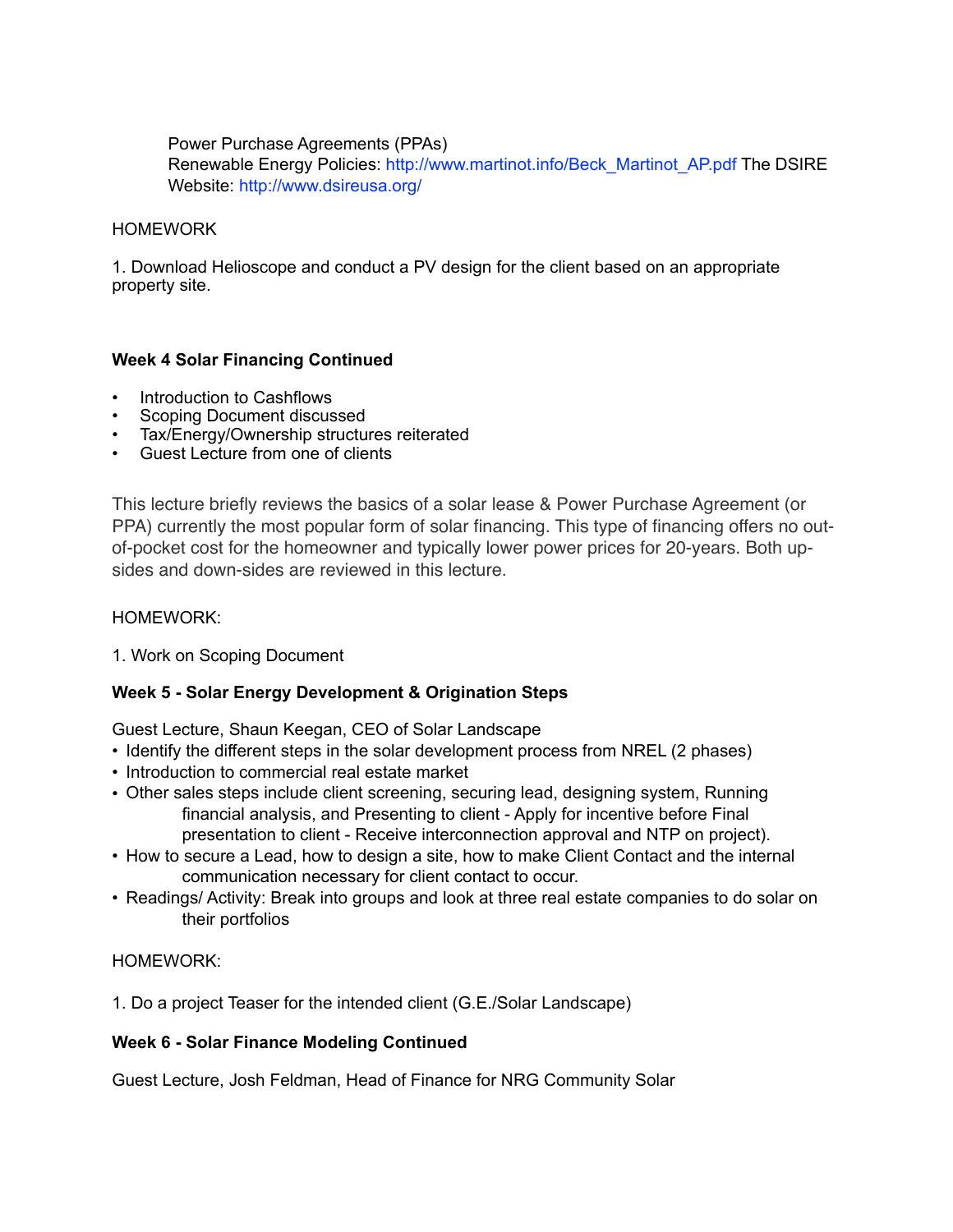Power Purchase Agreements (PPAs)
Renewable Energy Policies: http://www.martinot.info/Beck_Martinot_AP.pdf The DSIRE Website: http://www.dsireusa.org/

HOMEWORK

1. Download Helioscope and conduct a PV design for the client based on an appropriate property site.

**Week 4 Solar Financing Continued**

- Introduction to Cashflows
- Scoping Document discussed
- Tax/Energy/Ownership structures reiterated
- Guest Lecture from one of clients

This lecture briefly reviews the basics of a solar lease & Power Purchase Agreement (or PPA) currently the most popular form of solar financing. This type of financing offers no out-of-pocket cost for the homeowner and typically lower power prices for 20-years. Both up-sides and down-sides are reviewed in this lecture.

HOMEWORK:

1. Work on Scoping Document

**Week 5 - Solar Energy Development & Origination Steps**

Guest Lecture, Shaun Keegan, CEO of Solar Landscape

- Identify the different steps in the solar development process from NREL (2 phases)
- Introduction to commercial real estate market
- Other sales steps include client screening, securing lead, designing system, Running financial analysis, and Presenting to client - Apply for incentive before Final presentation to client - Receive interconnection approval and NTP on project).
- How to secure a Lead, how to design a site, how to make Client Contact and the internal communication necessary for client contact to occur.
- Readings/ Activity: Break into groups and look at three real estate companies to do solar on their portfolios

HOMEWORK:

1. Do a project Teaser for the intended client (G.E./Solar Landscape)

**Week 6 - Solar Finance Modeling Continued**

Guest Lecture, Josh Feldman, Head of Finance for NRG Community Solar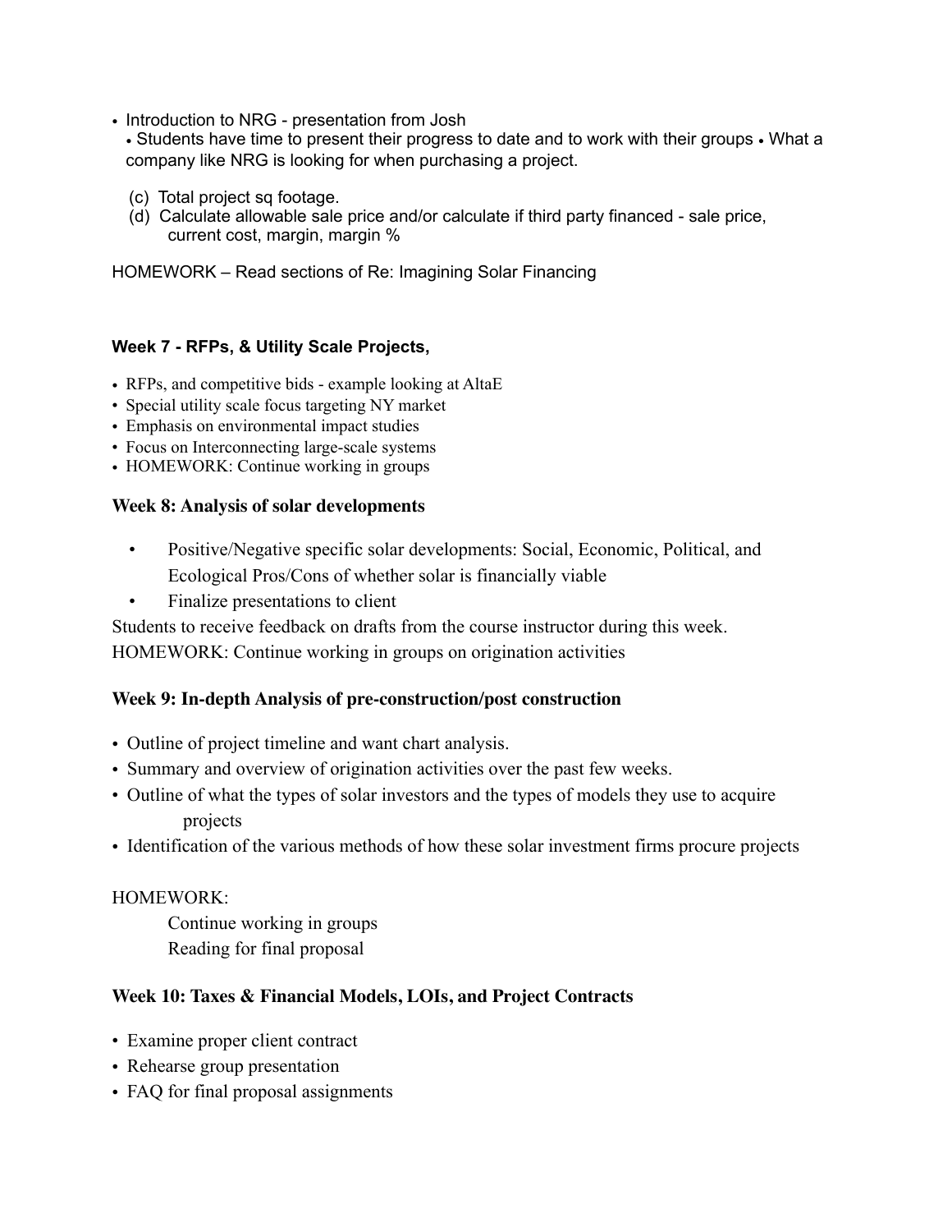- Introduction to NRG - presentation from Josh
  - Students have time to present their progress to date and to work with their groups
  - What a company like NRG is looking for when purchasing a project.

  (c) Total project sq footage.
  (d) Calculate allowable sale price and/or calculate if third party financed - sale price, current cost, margin, margin %

HOMEWORK – Read sections of Re: Imagining Solar Financing

### Week 7 - RFPs, & Utility Scale Projects,

- RFPs, and competitive bids - example looking at AltaE
- Special utility scale focus targeting NY market
- Emphasis on environmental impact studies
- Focus on Interconnecting large-scale systems
- HOMEWORK: Continue working in groups

### Week 8: Analysis of solar developments

- Positive/Negative specific solar developments: Social, Economic, Political, and Ecological Pros/Cons of whether solar is financially viable
- Finalize presentations to client

Students to receive feedback on drafts from the course instructor during this week.
HOMEWORK: Continue working in groups on origination activities

### Week 9: In-depth Analysis of pre-construction/post construction

- Outline of project timeline and want chart analysis.
- Summary and overview of origination activities over the past few weeks.
- Outline of what the types of solar investors and the types of models they use to acquire projects
- Identification of the various methods of how these solar investment firms procure projects

HOMEWORK:

Continue working in groups
Reading for final proposal

### Week 10: Taxes & Financial Models, LOIs, and Project Contracts

- Examine proper client contract
- Rehearse group presentation
- FAQ for final proposal assignments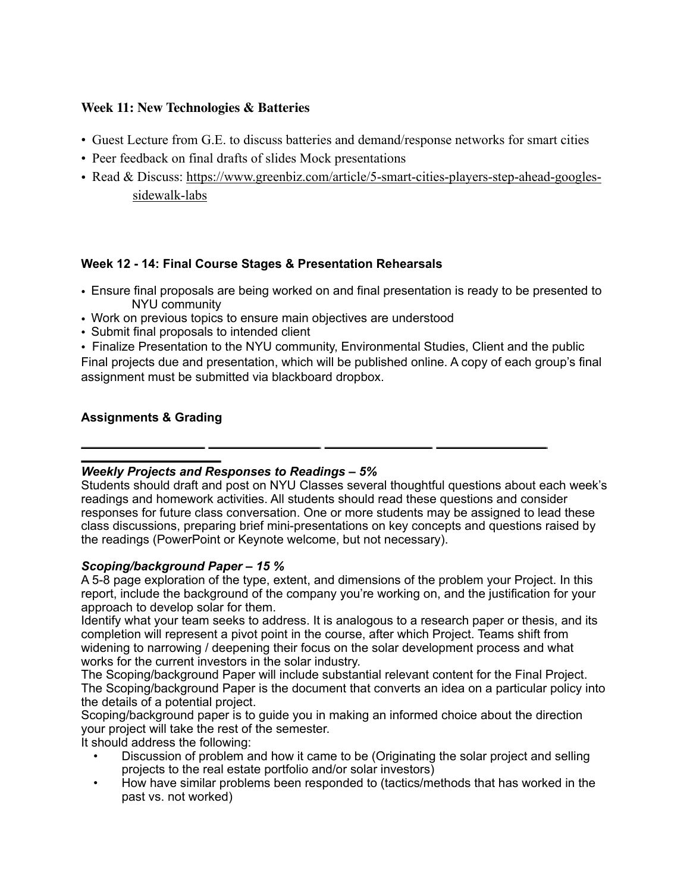### Week 11: New Technologies & Batteries

- Guest Lecture from G.E. to discuss batteries and demand/response networks for smart cities
- Peer feedback on final drafts of slides Mock presentations
- Read & Discuss: https://www.greenbiz.com/article/5-smart-cities-players-step-ahead-googles-sidewalk-labs

### Week 12 - 14: Final Course Stages & Presentation Rehearsals

- Ensure final proposals are being worked on and final presentation is ready to be presented to NYU community
- Work on previous topics to ensure main objectives are understood
- Submit final proposals to intended client
- Finalize Presentation to the NYU community, Environmental Studies, Client and the public

Final projects due and presentation, which will be published online. A copy of each group's final assignment must be submitted via blackboard dropbox.

### Assignments & Grading

---

***Weekly Projects and Responses to Readings – 5%***

Students should draft and post on NYU Classes several thoughtful questions about each week's readings and homework activities. All students should read these questions and consider responses for future class conversation. One or more students may be assigned to lead these class discussions, preparing brief mini-presentations on key concepts and questions raised by the readings (PowerPoint or Keynote welcome, but not necessary).

***Scoping/background Paper – 15 %***

A 5-8 page exploration of the type, extent, and dimensions of the problem your Project. In this report, include the background of the company you're working on, and the justification for your approach to develop solar for them.

Identify what your team seeks to address. It is analogous to a research paper or thesis, and its completion will represent a pivot point in the course, after which Project. Teams shift from widening to narrowing / deepening their focus on the solar development process and what works for the current investors in the solar industry.

The Scoping/background Paper will include substantial relevant content for the Final Project. The Scoping/background Paper is the document that converts an idea on a particular policy into the details of a potential project.

Scoping/background paper is to guide you in making an informed choice about the direction your project will take the rest of the semester.

It should address the following:

- Discussion of problem and how it came to be (Originating the solar project and selling projects to the real estate portfolio and/or solar investors)
- How have similar problems been responded to (tactics/methods that has worked in the past vs. not worked)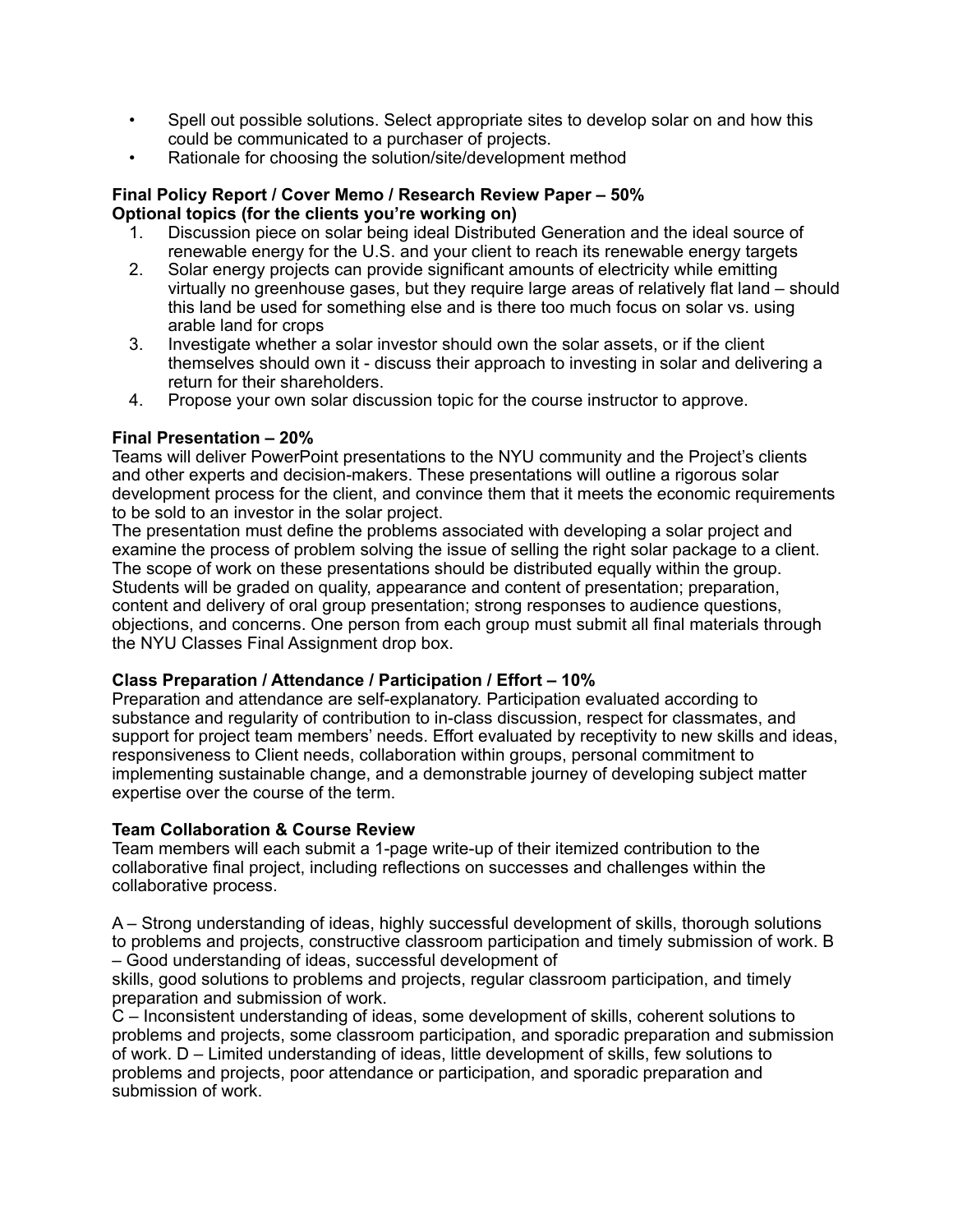- Spell out possible solutions. Select appropriate sites to develop solar on and how this could be communicated to a purchaser of projects.
- Rationale for choosing the solution/site/development method

**Final Policy Report / Cover Memo / Research Review Paper – 50%**
**Optional topics (for the clients you're working on)**

1. Discussion piece on solar being ideal Distributed Generation and the ideal source of renewable energy for the U.S. and your client to reach its renewable energy targets
2. Solar energy projects can provide significant amounts of electricity while emitting virtually no greenhouse gases, but they require large areas of relatively flat land – should this land be used for something else and is there too much focus on solar vs. using arable land for crops
3. Investigate whether a solar investor should own the solar assets, or if the client themselves should own it - discuss their approach to investing in solar and delivering a return for their shareholders.
4. Propose your own solar discussion topic for the course instructor to approve.

**Final Presentation – 20%**

Teams will deliver PowerPoint presentations to the NYU community and the Project's clients and other experts and decision-makers. These presentations will outline a rigorous solar development process for the client, and convince them that it meets the economic requirements to be sold to an investor in the solar project.

The presentation must define the problems associated with developing a solar project and examine the process of problem solving the issue of selling the right solar package to a client. The scope of work on these presentations should be distributed equally within the group. Students will be graded on quality, appearance and content of presentation; preparation, content and delivery of oral group presentation; strong responses to audience questions, objections, and concerns. One person from each group must submit all final materials through the NYU Classes Final Assignment drop box.

**Class Preparation / Attendance / Participation / Effort – 10%**

Preparation and attendance are self-explanatory. Participation evaluated according to substance and regularity of contribution to in-class discussion, respect for classmates, and support for project team members' needs. Effort evaluated by receptivity to new skills and ideas, responsiveness to Client needs, collaboration within groups, personal commitment to implementing sustainable change, and a demonstrable journey of developing subject matter expertise over the course of the term.

**Team Collaboration & Course Review**

Team members will each submit a 1-page write-up of their itemized contribution to the collaborative final project, including reflections on successes and challenges within the collaborative process.

A – Strong understanding of ideas, highly successful development of skills, thorough solutions to problems and projects, constructive classroom participation and timely submission of work. B – Good understanding of ideas, successful development of skills, good solutions to problems and projects, regular classroom participation, and timely preparation and submission of work.

C – Inconsistent understanding of ideas, some development of skills, coherent solutions to problems and projects, some classroom participation, and sporadic preparation and submission of work. D – Limited understanding of ideas, little development of skills, few solutions to problems and projects, poor attendance or participation, and sporadic preparation and submission of work.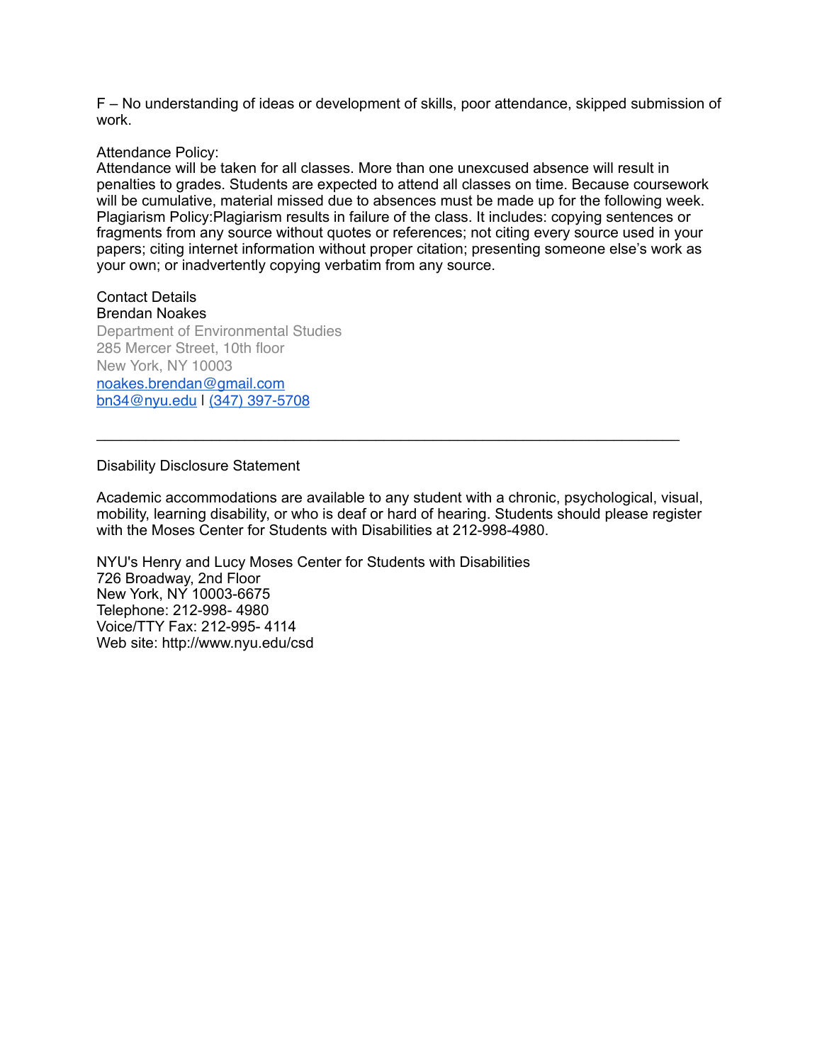F – No understanding of ideas or development of skills, poor attendance, skipped submission of work.

Attendance Policy:
Attendance will be taken for all classes. More than one unexcused absence will result in penalties to grades. Students are expected to attend all classes on time. Because coursework will be cumulative, material missed due to absences must be made up for the following week.
Plagiarism Policy:Plagiarism results in failure of the class. It includes: copying sentences or fragments from any source without quotes or references; not citing every source used in your papers; citing internet information without proper citation; presenting someone else's work as your own; or inadvertently copying verbatim from any source.

Contact Details
Brendan Noakes
Department of Environmental Studies
285 Mercer Street, 10th floor
New York, NY 10003
noakes.brendan@gmail.com
bn34@nyu.edu l (347) 397-5708

---

Disability Disclosure Statement

Academic accommodations are available to any student with a chronic, psychological, visual, mobility, learning disability, or who is deaf or hard of hearing. Students should please register with the Moses Center for Students with Disabilities at 212-998-4980.

NYU's Henry and Lucy Moses Center for Students with Disabilities
726 Broadway, 2nd Floor
New York, NY 10003-6675
Telephone: 212-998- 4980
Voice/TTY Fax: 212-995- 4114
Web site: http://www.nyu.edu/csd